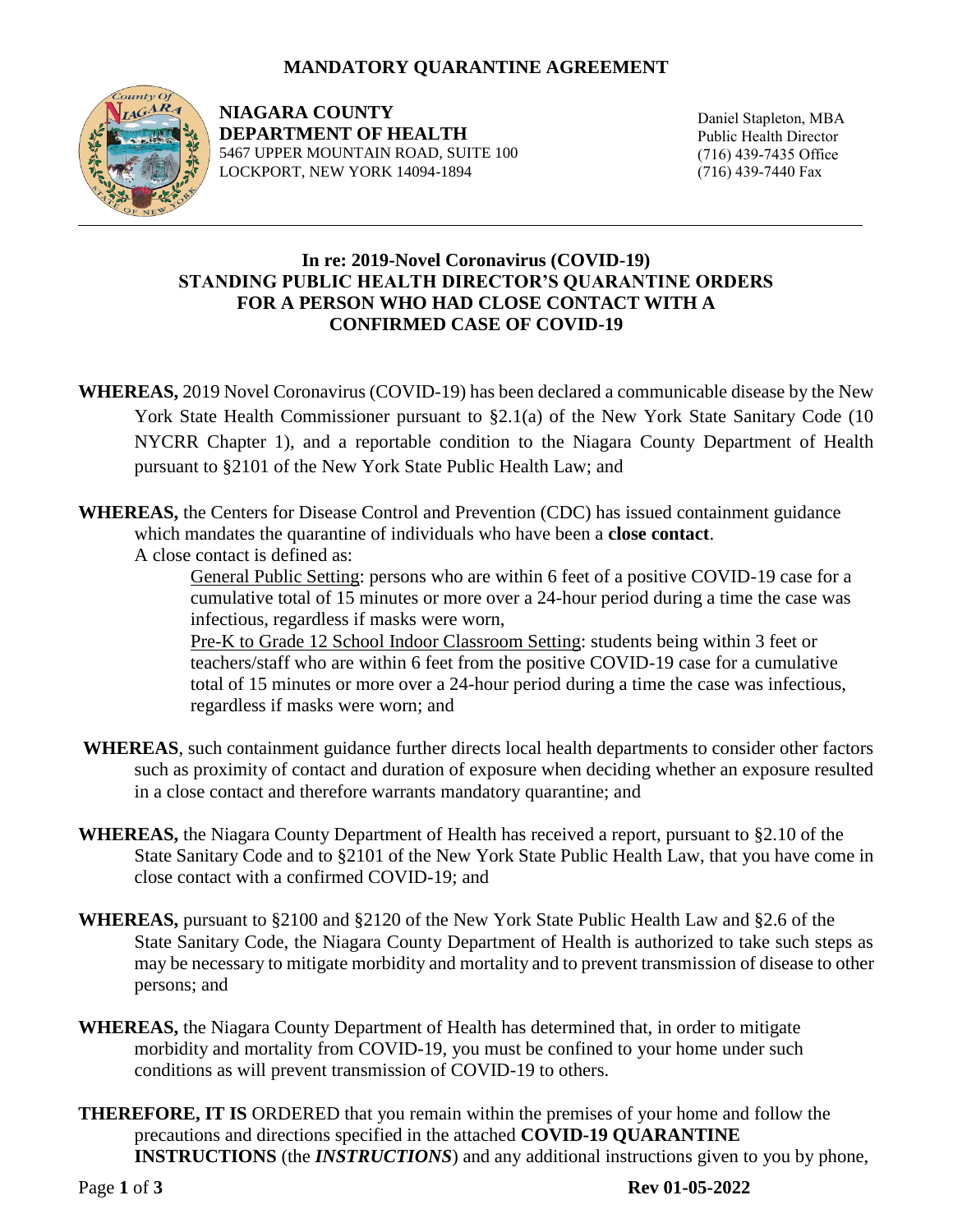# MANDATORY QUARANTINE AGREEMENT

**NIAGARA COUNTY**
**DEPARTMENT OF HEALTH**
5467 UPPER MOUNTAIN ROAD, SUITE 100
LOCKPORT, NEW YORK 14094-1894

Daniel Stapleton, MBA
Public Health Director
(716) 439-7435 Office
(716) 439-7440 Fax

---

## In re: 2019-Novel Coronavirus (COVID-19) STANDING PUBLIC HEALTH DIRECTOR'S QUARANTINE ORDERS FOR A PERSON WHO HAD CLOSE CONTACT WITH A CONFIRMED CASE OF COVID-19

**WHEREAS,** 2019 Novel Coronavirus (COVID-19) has been declared a communicable disease by the New York State Health Commissioner pursuant to §2.1(a) of the New York State Sanitary Code (10 NYCRR Chapter 1), and a reportable condition to the Niagara County Department of Health pursuant to §2101 of the New York State Public Health Law; and

**WHEREAS,** the Centers for Disease Control and Prevention (CDC) has issued containment guidance which mandates the quarantine of individuals who have been a **close contact**.

A close contact is defined as:

General Public Setting: persons who are within 6 feet of a positive COVID-19 case for a cumulative total of 15 minutes or more over a 24-hour period during a time the case was infectious, regardless if masks were worn,

Pre-K to Grade 12 School Indoor Classroom Setting: students being within 3 feet or teachers/staff who are within 6 feet from the positive COVID-19 case for a cumulative total of 15 minutes or more over a 24-hour period during a time the case was infectious, regardless if masks were worn; and

**WHEREAS**, such containment guidance further directs local health departments to consider other factors such as proximity of contact and duration of exposure when deciding whether an exposure resulted in a close contact and therefore warrants mandatory quarantine; and

**WHEREAS,** the Niagara County Department of Health has received a report, pursuant to §2.10 of the State Sanitary Code and to §2101 of the New York State Public Health Law, that you have come in close contact with a confirmed COVID-19; and

**WHEREAS,** pursuant to §2100 and §2120 of the New York State Public Health Law and §2.6 of the State Sanitary Code, the Niagara County Department of Health is authorized to take such steps as may be necessary to mitigate morbidity and mortality and to prevent transmission of disease to other persons; and

**WHEREAS,** the Niagara County Department of Health has determined that, in order to mitigate morbidity and mortality from COVID-19, you must be confined to your home under such conditions as will prevent transmission of COVID-19 to others.

**THEREFORE, IT IS** ORDERED that you remain within the premises of your home and follow the precautions and directions specified in the attached **COVID-19 QUARANTINE INSTRUCTIONS** (the ***INSTRUCTIONS***) and any additional instructions given to you by phone,

Rev 01-05-2022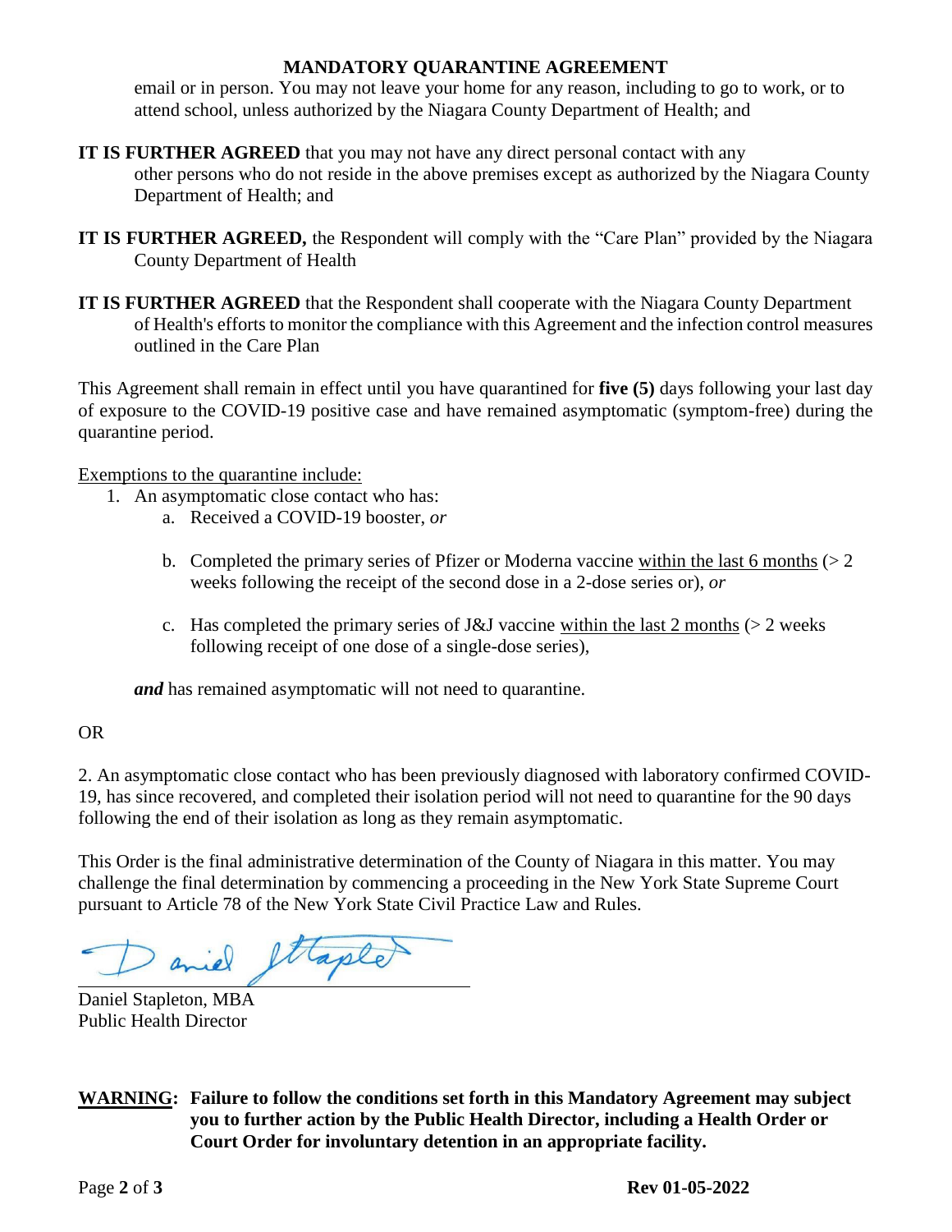email or in person. You may not leave your home for any reason, including to go to work, or to attend school, unless authorized by the Niagara County Department of Health; and

**IT IS FURTHER AGREED** that you may not have any direct personal contact with any other persons who do not reside in the above premises except as authorized by the Niagara County Department of Health; and

**IT IS FURTHER AGREED,** the Respondent will comply with the "Care Plan" provided by the Niagara County Department of Health

**IT IS FURTHER AGREED** that the Respondent shall cooperate with the Niagara County Department of Health's efforts to monitor the compliance with this Agreement and the infection control measures outlined in the Care Plan

This Agreement shall remain in effect until you have quarantined for **five (5)** days following your last day of exposure to the COVID-19 positive case and have remained asymptomatic (symptom-free) during the quarantine period.

Exemptions to the quarantine include:

1. An asymptomatic close contact who has:
   a. Received a COVID-19 booster, *or*
   b. Completed the primary series of Pfizer or Moderna vaccine within the last 6 months (> 2 weeks following the receipt of the second dose in a 2-dose series or), *or*
   c. Has completed the primary series of J&J vaccine within the last 2 months (> 2 weeks following receipt of one dose of a single-dose series),

   ***and*** has remained asymptomatic will not need to quarantine.

OR

2. An asymptomatic close contact who has been previously diagnosed with laboratory confirmed COVID-19, has since recovered, and completed their isolation period will not need to quarantine for the 90 days following the end of their isolation as long as they remain asymptomatic.

This Order is the final administrative determination of the County of Niagara in this matter. You may challenge the final determination by commencing a proceeding in the New York State Supreme Court pursuant to Article 78 of the New York State Civil Practice Law and Rules.

Daniel Stapleton

Daniel Stapleton, MBA
Public Health Director

**WARNING: Failure to follow the conditions set forth in this Mandatory Agreement may subject you to further action by the Public Health Director, including a Health Order or Court Order for involuntary detention in an appropriate facility.**

**Rev 01-05-2022**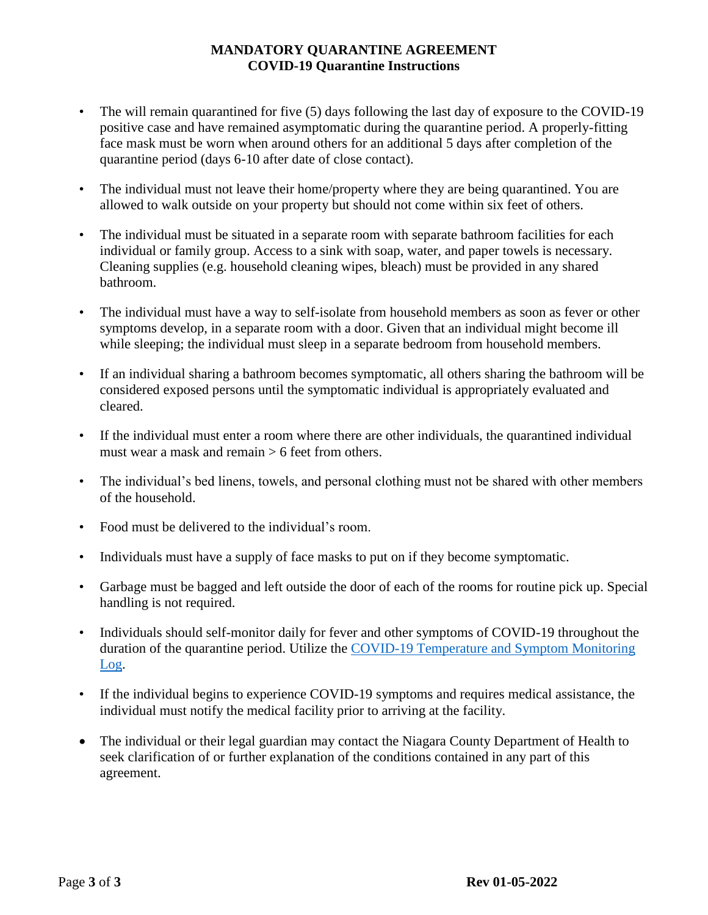**MANDATORY QUARANTINE AGREEMENT**
**COVID-19 Quarantine Instructions**

- The will remain quarantined for five (5) days following the last day of exposure to the COVID-19 positive case and have remained asymptomatic during the quarantine period. A properly-fitting face mask must be worn when around others for an additional 5 days after completion of the quarantine period (days 6-10 after date of close contact).

- The individual must not leave their home/property where they are being quarantined. You are allowed to walk outside on your property but should not come within six feet of others.

- The individual must be situated in a separate room with separate bathroom facilities for each individual or family group. Access to a sink with soap, water, and paper towels is necessary. Cleaning supplies (e.g. household cleaning wipes, bleach) must be provided in any shared bathroom.

- The individual must have a way to self-isolate from household members as soon as fever or other symptoms develop, in a separate room with a door. Given that an individual might become ill while sleeping; the individual must sleep in a separate bedroom from household members.

- If an individual sharing a bathroom becomes symptomatic, all others sharing the bathroom will be considered exposed persons until the symptomatic individual is appropriately evaluated and cleared.

- If the individual must enter a room where there are other individuals, the quarantined individual must wear a mask and remain > 6 feet from others.

- The individual's bed linens, towels, and personal clothing must not be shared with other members of the household.

- Food must be delivered to the individual's room.

- Individuals must have a supply of face masks to put on if they become symptomatic.

- Garbage must be bagged and left outside the door of each of the rooms for routine pick up. Special handling is not required.

- Individuals should self-monitor daily for fever and other symptoms of COVID-19 throughout the duration of the quarantine period. Utilize the COVID-19 Temperature and Symptom Monitoring Log.

- If the individual begins to experience COVID-19 symptoms and requires medical assistance, the individual must notify the medical facility prior to arriving at the facility.

- The individual or their legal guardian may contact the Niagara County Department of Health to seek clarification of or further explanation of the conditions contained in any part of this agreement.

**Rev 01-05-2022**